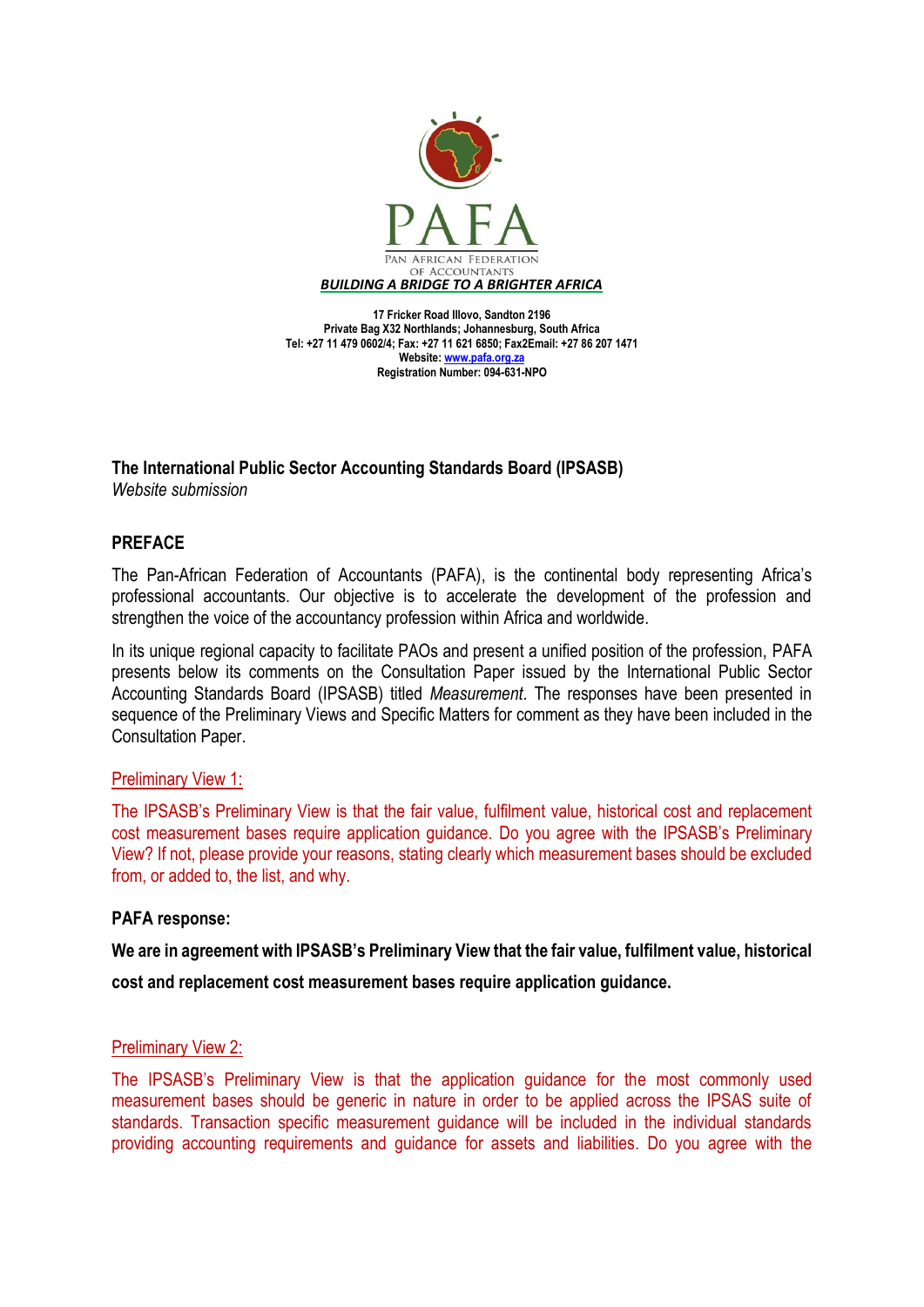PAFA

PAN AFRICAN FEDERATION OF ACCOUNTANTS

***BUILDING A BRIDGE TO A BRIGHTER AFRICA***

**17 Fricker Road Illovo, Sandton 2196**
**Private Bag X32 Northlands; Johannesburg, South Africa**
**Tel: +27 11 479 0602/4; Fax: +27 11 621 6850; Fax2Email: +27 86 207 1471**
**Website: www.pafa.org.za**
**Registration Number: 094-631-NPO**

**The International Public Sector Accounting Standards Board (IPSASB)**
*Website submission*

## PREFACE

The Pan-African Federation of Accountants (PAFA), is the continental body representing Africa's professional accountants. Our objective is to accelerate the development of the profession and strengthen the voice of the accountancy profession within Africa and worldwide.

In its unique regional capacity to facilitate PAOs and present a unified position of the profession, PAFA presents below its comments on the Consultation Paper issued by the International Public Sector Accounting Standards Board (IPSASB) titled *Measurement*. The responses have been presented in sequence of the Preliminary Views and Specific Matters for comment as they have been included in the Consultation Paper.

Preliminary View 1:

The IPSASB's Preliminary View is that the fair value, fulfilment value, historical cost and replacement cost measurement bases require application guidance. Do you agree with the IPSASB's Preliminary View? If not, please provide your reasons, stating clearly which measurement bases should be excluded from, or added to, the list, and why.

**PAFA response:**

**We are in agreement with IPSASB's Preliminary View that the fair value, fulfilment value, historical cost and replacement cost measurement bases require application guidance.**

Preliminary View 2:

The IPSASB's Preliminary View is that the application guidance for the most commonly used measurement bases should be generic in nature in order to be applied across the IPSAS suite of standards. Transaction specific measurement guidance will be included in the individual standards providing accounting requirements and guidance for assets and liabilities. Do you agree with the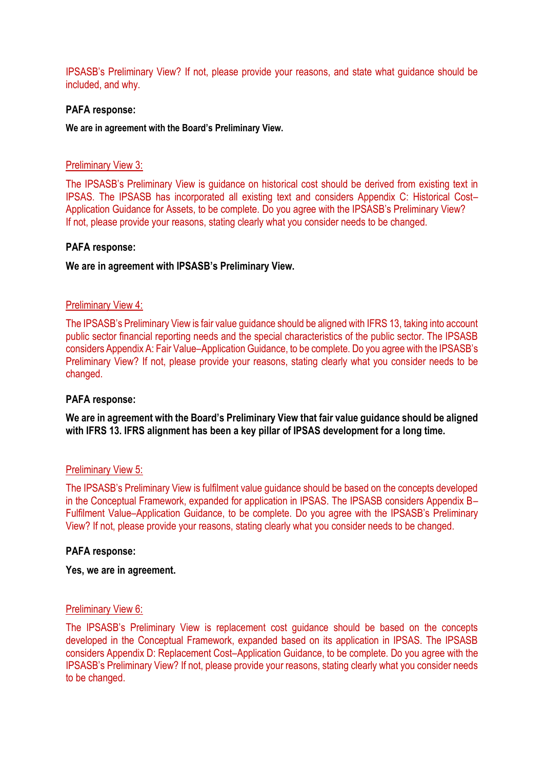IPSASB's Preliminary View? If not, please provide your reasons, and state what guidance should be included, and why.

**PAFA response:**

**We are in agreement with the Board's Preliminary View.**

Preliminary View 3:

The IPSASB's Preliminary View is guidance on historical cost should be derived from existing text in IPSAS. The IPSASB has incorporated all existing text and considers Appendix C: Historical Cost–Application Guidance for Assets, to be complete. Do you agree with the IPSASB's Preliminary View? If not, please provide your reasons, stating clearly what you consider needs to be changed.

**PAFA response:**

**We are in agreement with IPSASB's Preliminary View.**

Preliminary View 4:

The IPSASB's Preliminary View is fair value guidance should be aligned with IFRS 13, taking into account public sector financial reporting needs and the special characteristics of the public sector. The IPSASB considers Appendix A: Fair Value–Application Guidance, to be complete. Do you agree with the IPSASB's Preliminary View? If not, please provide your reasons, stating clearly what you consider needs to be changed.

**PAFA response:**

**We are in agreement with the Board's Preliminary View that fair value guidance should be aligned with IFRS 13. IFRS alignment has been a key pillar of IPSAS development for a long time.**

Preliminary View 5:

The IPSASB's Preliminary View is fulfilment value guidance should be based on the concepts developed in the Conceptual Framework, expanded for application in IPSAS. The IPSASB considers Appendix B–Fulfilment Value–Application Guidance, to be complete. Do you agree with the IPSASB's Preliminary View? If not, please provide your reasons, stating clearly what you consider needs to be changed.

**PAFA response:**

**Yes, we are in agreement.**

Preliminary View 6:

The IPSASB's Preliminary View is replacement cost guidance should be based on the concepts developed in the Conceptual Framework, expanded based on its application in IPSAS. The IPSASB considers Appendix D: Replacement Cost–Application Guidance, to be complete. Do you agree with the IPSASB's Preliminary View? If not, please provide your reasons, stating clearly what you consider needs to be changed.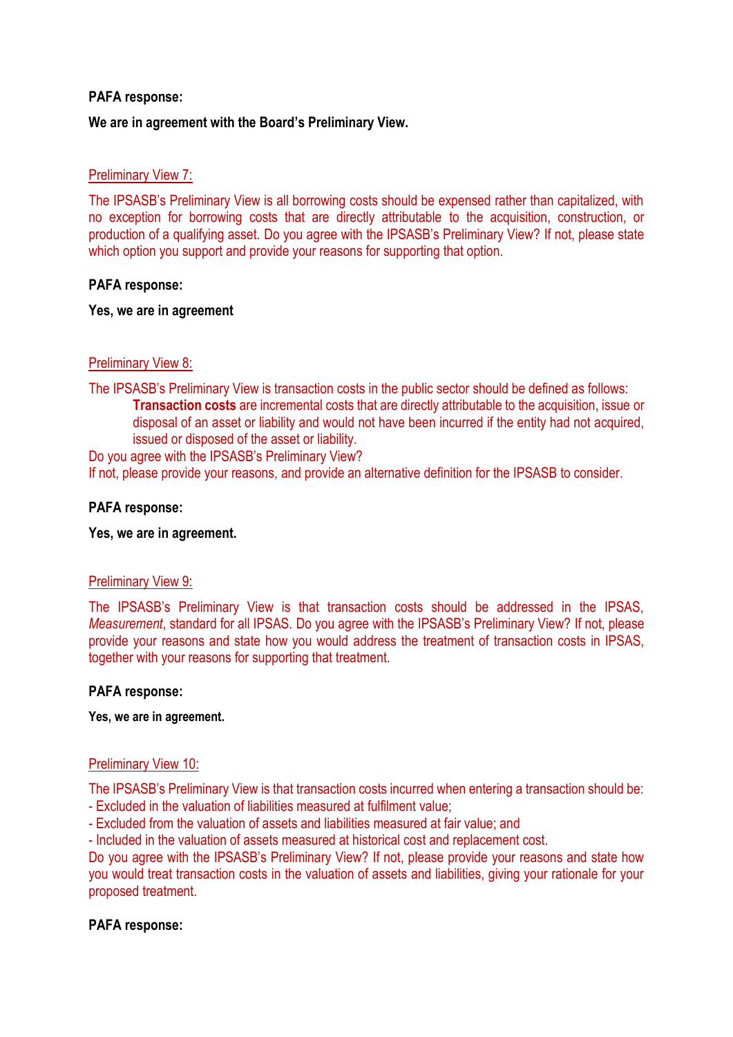**PAFA response:**

**We are in agreement with the Board's Preliminary View.**

Preliminary View 7:

The IPSASB's Preliminary View is all borrowing costs should be expensed rather than capitalized, with no exception for borrowing costs that are directly attributable to the acquisition, construction, or production of a qualifying asset. Do you agree with the IPSASB's Preliminary View? If not, please state which option you support and provide your reasons for supporting that option.

**PAFA response:**

**Yes, we are in agreement**

Preliminary View 8:

The IPSASB's Preliminary View is transaction costs in the public sector should be defined as follows:

> **Transaction costs** are incremental costs that are directly attributable to the acquisition, issue or disposal of an asset or liability and would not have been incurred if the entity had not acquired, issued or disposed of the asset or liability.

Do you agree with the IPSASB's Preliminary View?

If not, please provide your reasons, and provide an alternative definition for the IPSASB to consider.

**PAFA response:**

**Yes, we are in agreement.**

Preliminary View 9:

The IPSASB's Preliminary View is that transaction costs should be addressed in the IPSAS, *Measurement*, standard for all IPSAS. Do you agree with the IPSASB's Preliminary View? If not, please provide your reasons and state how you would address the treatment of transaction costs in IPSAS, together with your reasons for supporting that treatment.

**PAFA response:**

**Yes, we are in agreement.**

Preliminary View 10:

The IPSASB's Preliminary View is that transaction costs incurred when entering a transaction should be:

- Excluded in the valuation of liabilities measured at fulfilment value;
- Excluded from the valuation of assets and liabilities measured at fair value; and
- Included in the valuation of assets measured at historical cost and replacement cost.

Do you agree with the IPSASB's Preliminary View? If not, please provide your reasons and state how you would treat transaction costs in the valuation of assets and liabilities, giving your rationale for your proposed treatment.

**PAFA response:**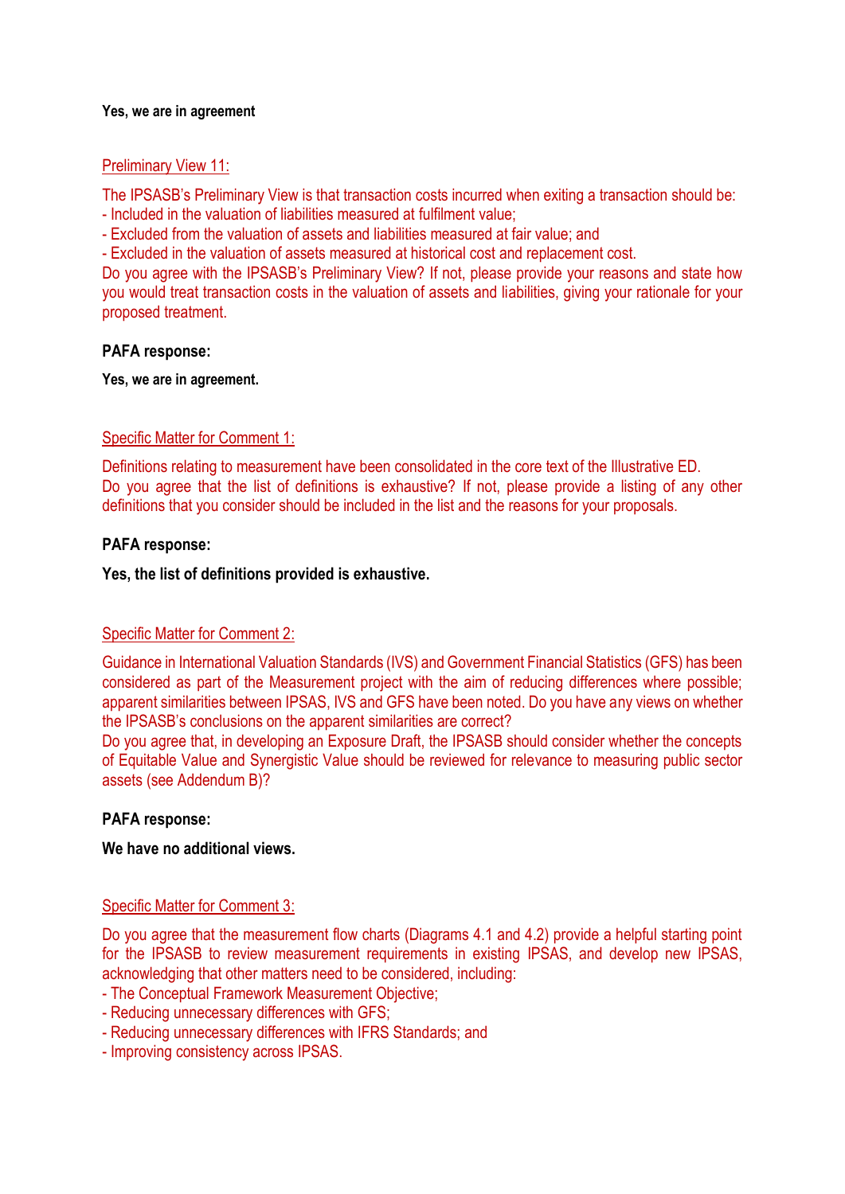**Yes, we are in agreement**

Preliminary View 11:

The IPSASB's Preliminary View is that transaction costs incurred when exiting a transaction should be:

- Included in the valuation of liabilities measured at fulfilment value;
- Excluded from the valuation of assets and liabilities measured at fair value; and
- Excluded in the valuation of assets measured at historical cost and replacement cost.

Do you agree with the IPSASB's Preliminary View? If not, please provide your reasons and state how you would treat transaction costs in the valuation of assets and liabilities, giving your rationale for your proposed treatment.

**PAFA response:**

**Yes, we are in agreement.**

Specific Matter for Comment 1:

Definitions relating to measurement have been consolidated in the core text of the Illustrative ED. Do you agree that the list of definitions is exhaustive? If not, please provide a listing of any other definitions that you consider should be included in the list and the reasons for your proposals.

**PAFA response:**

**Yes, the list of definitions provided is exhaustive.**

Specific Matter for Comment 2:

Guidance in International Valuation Standards (IVS) and Government Financial Statistics (GFS) has been considered as part of the Measurement project with the aim of reducing differences where possible; apparent similarities between IPSAS, IVS and GFS have been noted. Do you have any views on whether the IPSASB's conclusions on the apparent similarities are correct?

Do you agree that, in developing an Exposure Draft, the IPSASB should consider whether the concepts of Equitable Value and Synergistic Value should be reviewed for relevance to measuring public sector assets (see Addendum B)?

**PAFA response:**

**We have no additional views.**

Specific Matter for Comment 3:

Do you agree that the measurement flow charts (Diagrams 4.1 and 4.2) provide a helpful starting point for the IPSASB to review measurement requirements in existing IPSAS, and develop new IPSAS, acknowledging that other matters need to be considered, including:

- The Conceptual Framework Measurement Objective;
- Reducing unnecessary differences with GFS;
- Reducing unnecessary differences with IFRS Standards; and
- Improving consistency across IPSAS.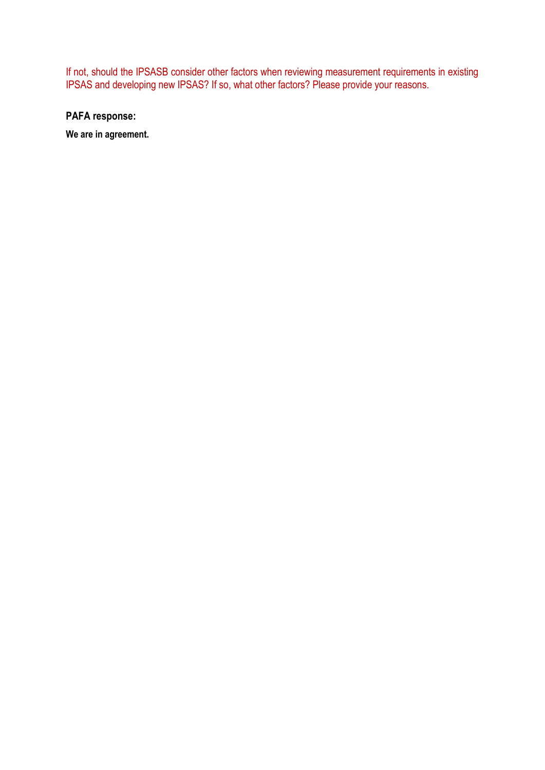If not, should the IPSASB consider other factors when reviewing measurement requirements in existing IPSAS and developing new IPSAS? If so, what other factors? Please provide your reasons.

**PAFA response:**

**We are in agreement.**